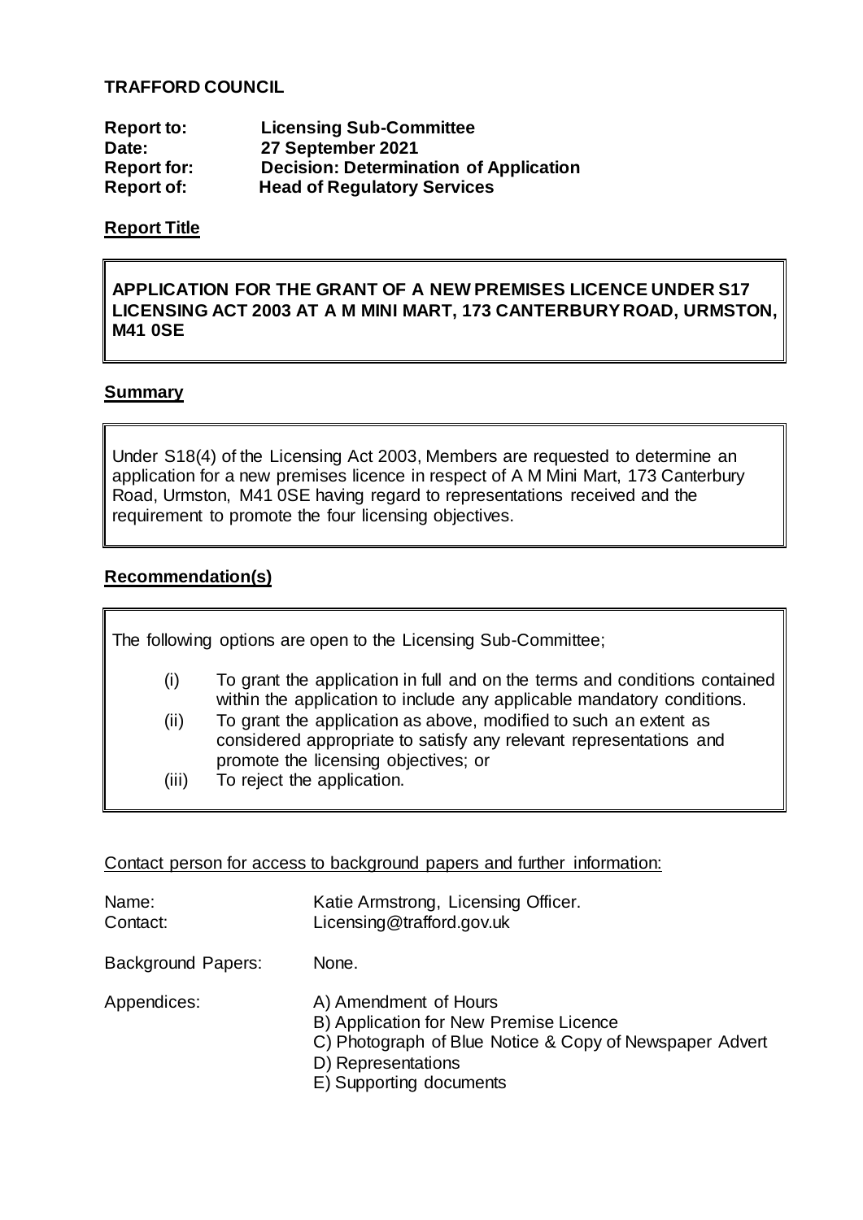**TRAFFORD COUNCIL**

**Report to:** **Licensing Sub-Committee**
**Date:** **27 September 2021**
**Report for:** **Decision: Determination of Application**
**Report of:** **Head of Regulatory Services**

## Report Title

**APPLICATION FOR THE GRANT OF A NEW PREMISES LICENCE UNDER S17 LICENSING ACT 2003 AT A M MINI MART, 173 CANTERBURY ROAD, URMSTON, M41 0SE**

## Summary

Under S18(4) of the Licensing Act 2003, Members are requested to determine an application for a new premises licence in respect of A M Mini Mart, 173 Canterbury Road, Urmston, M41 0SE having regard to representations received and the requirement to promote the four licensing objectives.

## Recommendation(s)

The following options are open to the Licensing Sub-Committee;

(i) To grant the application in full and on the terms and conditions contained within the application to include any applicable mandatory conditions.

(ii) To grant the application as above, modified to such an extent as considered appropriate to satisfy any relevant representations and promote the licensing objectives; or

(iii) To reject the application.

Contact person for access to background papers and further information:

Name: Katie Armstrong, Licensing Officer.
Contact: Licensing@trafford.gov.uk

Background Papers: None.

Appendices:
A) Amendment of Hours
B) Application for New Premise Licence
C) Photograph of Blue Notice & Copy of Newspaper Advert
D) Representations
E) Supporting documents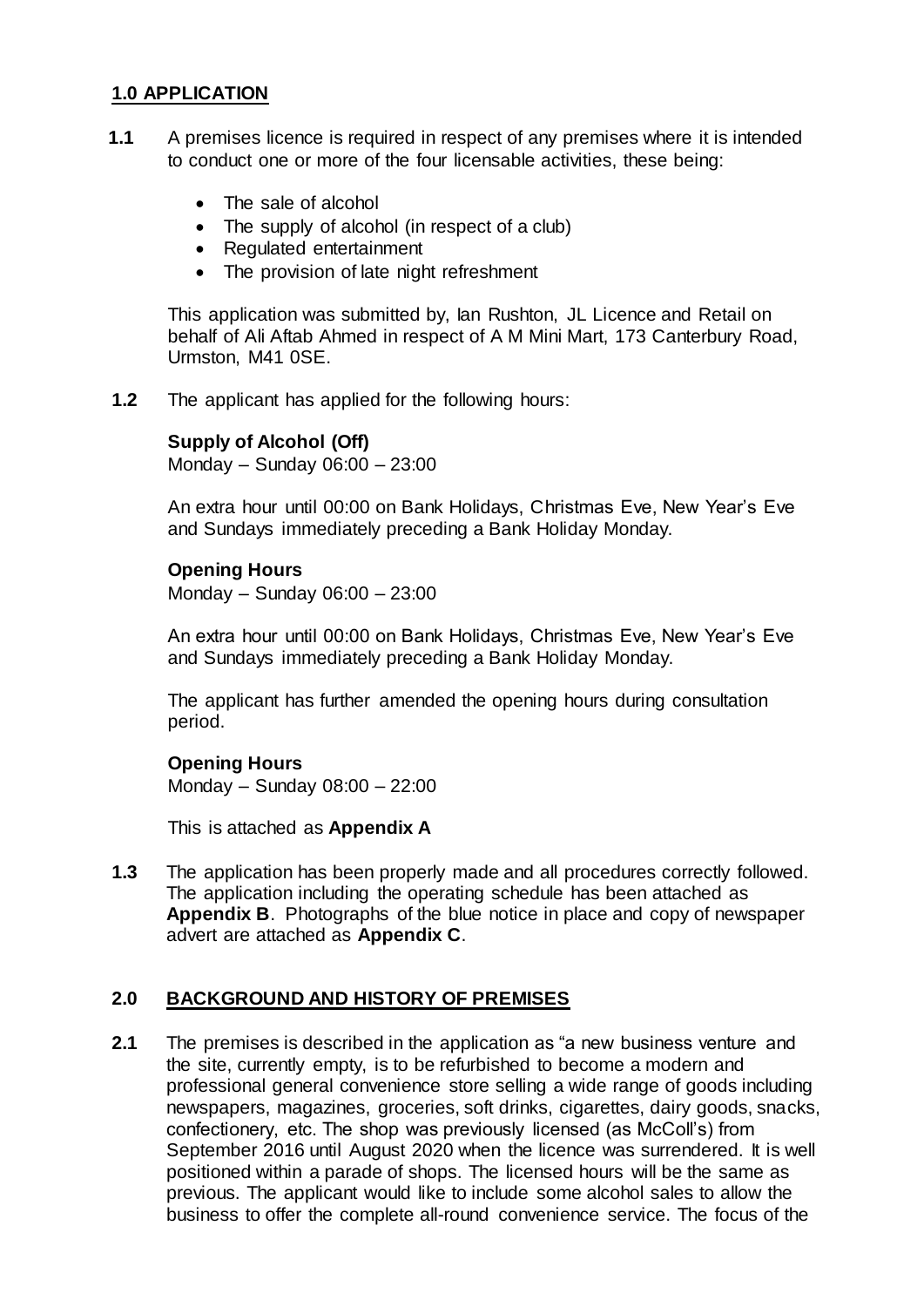## 1.0 APPLICATION

**1.1** A premises licence is required in respect of any premises where it is intended to conduct one or more of the four licensable activities, these being:

- The sale of alcohol
- The supply of alcohol (in respect of a club)
- Regulated entertainment
- The provision of late night refreshment

This application was submitted by, Ian Rushton, JL Licence and Retail on behalf of Ali Aftab Ahmed in respect of A M Mini Mart, 173 Canterbury Road, Urmston, M41 0SE.

**1.2** The applicant has applied for the following hours:

**Supply of Alcohol (Off)**
Monday – Sunday 06:00 – 23:00

An extra hour until 00:00 on Bank Holidays, Christmas Eve, New Year's Eve and Sundays immediately preceding a Bank Holiday Monday.

**Opening Hours**
Monday – Sunday 06:00 – 23:00

An extra hour until 00:00 on Bank Holidays, Christmas Eve, New Year's Eve and Sundays immediately preceding a Bank Holiday Monday.

The applicant has further amended the opening hours during consultation period.

**Opening Hours**
Monday – Sunday 08:00 – 22:00

This is attached as **Appendix A**

**1.3** The application has been properly made and all procedures correctly followed. The application including the operating schedule has been attached as **Appendix B**. Photographs of the blue notice in place and copy of newspaper advert are attached as **Appendix C**.

## 2.0 BACKGROUND AND HISTORY OF PREMISES

**2.1** The premises is described in the application as "a new business venture and the site, currently empty, is to be refurbished to become a modern and professional general convenience store selling a wide range of goods including newspapers, magazines, groceries, soft drinks, cigarettes, dairy goods, snacks, confectionery, etc. The shop was previously licensed (as McColl's) from September 2016 until August 2020 when the licence was surrendered. It is well positioned within a parade of shops. The licensed hours will be the same as previous. The applicant would like to include some alcohol sales to allow the business to offer the complete all-round convenience service. The focus of the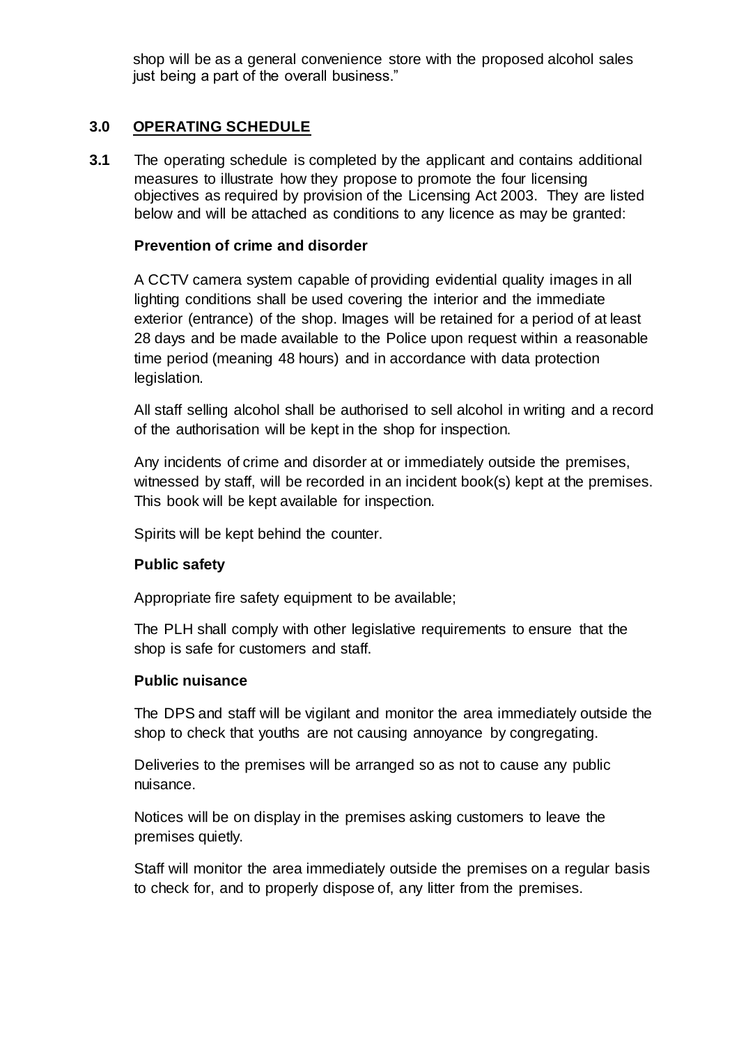shop will be as a general convenience store with the proposed alcohol sales just being a part of the overall business."

## 3.0 OPERATING SCHEDULE

**3.1** The operating schedule is completed by the applicant and contains additional measures to illustrate how they propose to promote the four licensing objectives as required by provision of the Licensing Act 2003. They are listed below and will be attached as conditions to any licence as may be granted:

**Prevention of crime and disorder**

A CCTV camera system capable of providing evidential quality images in all lighting conditions shall be used covering the interior and the immediate exterior (entrance) of the shop. Images will be retained for a period of at least 28 days and be made available to the Police upon request within a reasonable time period (meaning 48 hours) and in accordance with data protection legislation.

All staff selling alcohol shall be authorised to sell alcohol in writing and a record of the authorisation will be kept in the shop for inspection.

Any incidents of crime and disorder at or immediately outside the premises, witnessed by staff, will be recorded in an incident book(s) kept at the premises. This book will be kept available for inspection.

Spirits will be kept behind the counter.

**Public safety**

Appropriate fire safety equipment to be available;

The PLH shall comply with other legislative requirements to ensure that the shop is safe for customers and staff.

**Public nuisance**

The DPS and staff will be vigilant and monitor the area immediately outside the shop to check that youths are not causing annoyance by congregating.

Deliveries to the premises will be arranged so as not to cause any public nuisance.

Notices will be on display in the premises asking customers to leave the premises quietly.

Staff will monitor the area immediately outside the premises on a regular basis to check for, and to properly dispose of, any litter from the premises.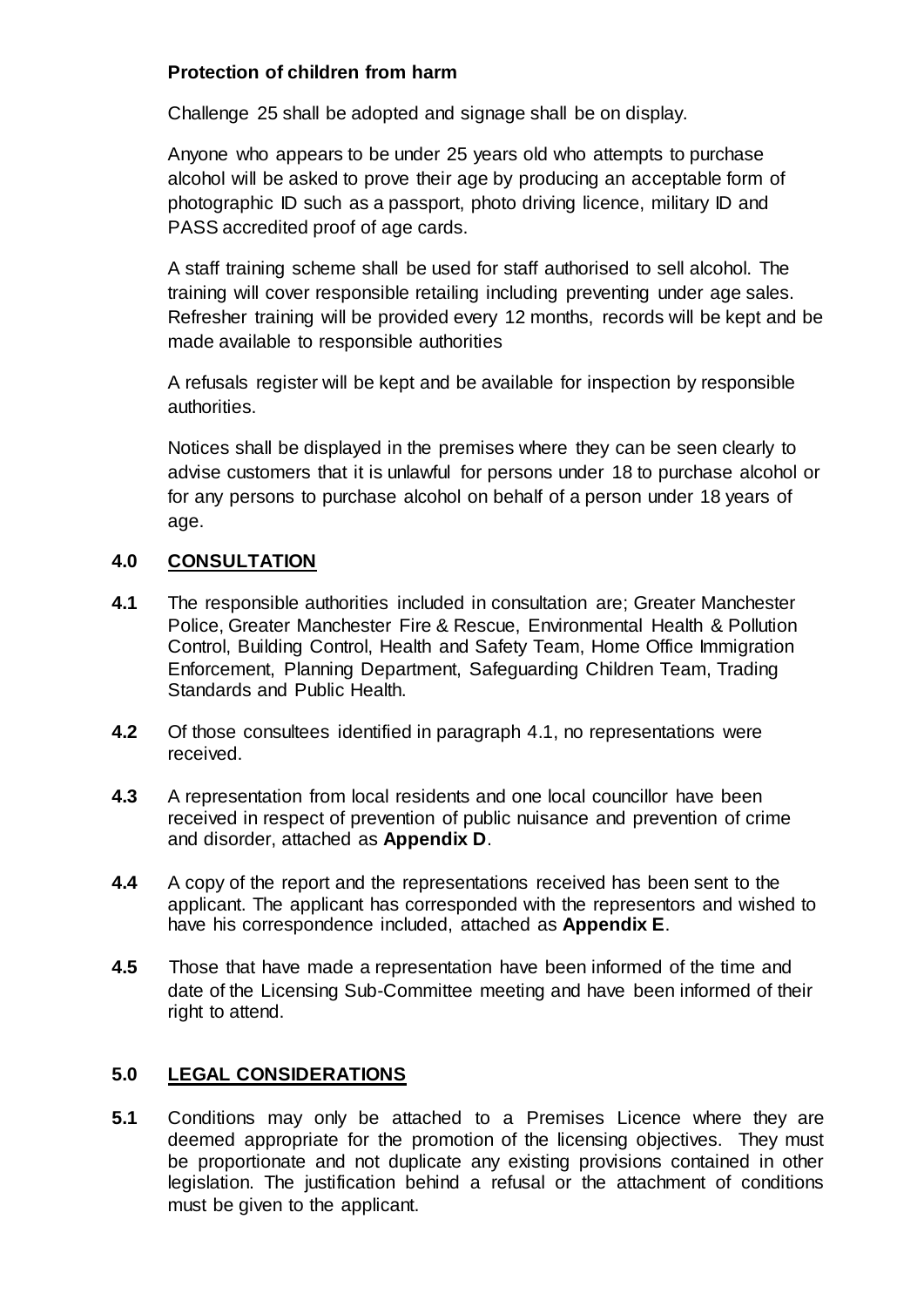**Protection of children from harm**

Challenge 25 shall be adopted and signage shall be on display.

Anyone who appears to be under 25 years old who attempts to purchase alcohol will be asked to prove their age by producing an acceptable form of photographic ID such as a passport, photo driving licence, military ID and PASS accredited proof of age cards.

A staff training scheme shall be used for staff authorised to sell alcohol. The training will cover responsible retailing including preventing under age sales. Refresher training will be provided every 12 months, records will be kept and be made available to responsible authorities

A refusals register will be kept and be available for inspection by responsible authorities.

Notices shall be displayed in the premises where they can be seen clearly to advise customers that it is unlawful for persons under 18 to purchase alcohol or for any persons to purchase alcohol on behalf of a person under 18 years of age.

## 4.0 CONSULTATION

**4.1** The responsible authorities included in consultation are; Greater Manchester Police, Greater Manchester Fire & Rescue, Environmental Health & Pollution Control, Building Control, Health and Safety Team, Home Office Immigration Enforcement, Planning Department, Safeguarding Children Team, Trading Standards and Public Health.

**4.2** Of those consultees identified in paragraph 4.1, no representations were received.

**4.3** A representation from local residents and one local councillor have been received in respect of prevention of public nuisance and prevention of crime and disorder, attached as **Appendix D**.

**4.4** A copy of the report and the representations received has been sent to the applicant. The applicant has corresponded with the representors and wished to have his correspondence included, attached as **Appendix E**.

**4.5** Those that have made a representation have been informed of the time and date of the Licensing Sub-Committee meeting and have been informed of their right to attend.

## 5.0 LEGAL CONSIDERATIONS

**5.1** Conditions may only be attached to a Premises Licence where they are deemed appropriate for the promotion of the licensing objectives. They must be proportionate and not duplicate any existing provisions contained in other legislation. The justification behind a refusal or the attachment of conditions must be given to the applicant.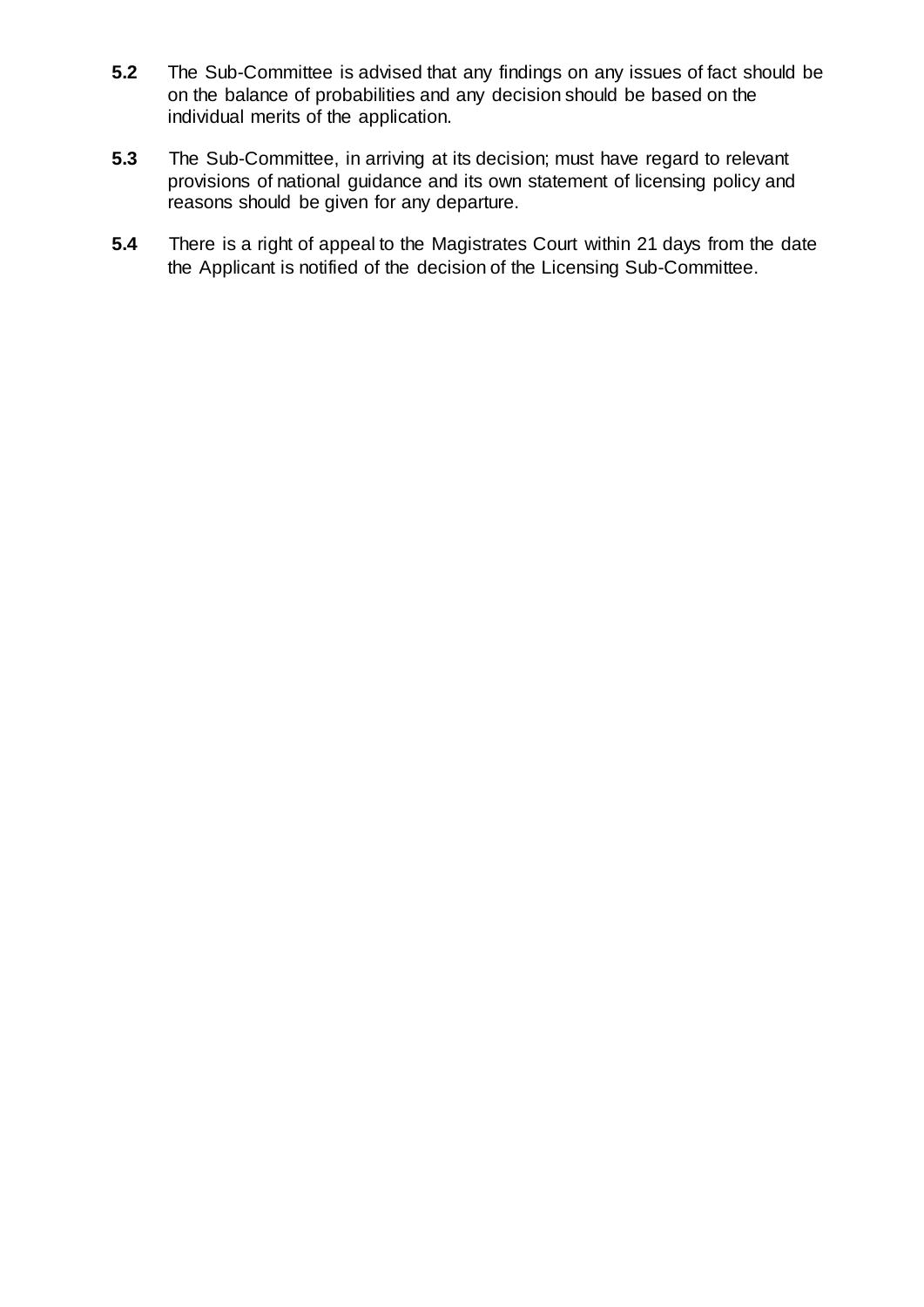**5.2** The Sub-Committee is advised that any findings on any issues of fact should be on the balance of probabilities and any decision should be based on the individual merits of the application.

**5.3** The Sub-Committee, in arriving at its decision; must have regard to relevant provisions of national guidance and its own statement of licensing policy and reasons should be given for any departure.

**5.4** There is a right of appeal to the Magistrates Court within 21 days from the date the Applicant is notified of the decision of the Licensing Sub-Committee.